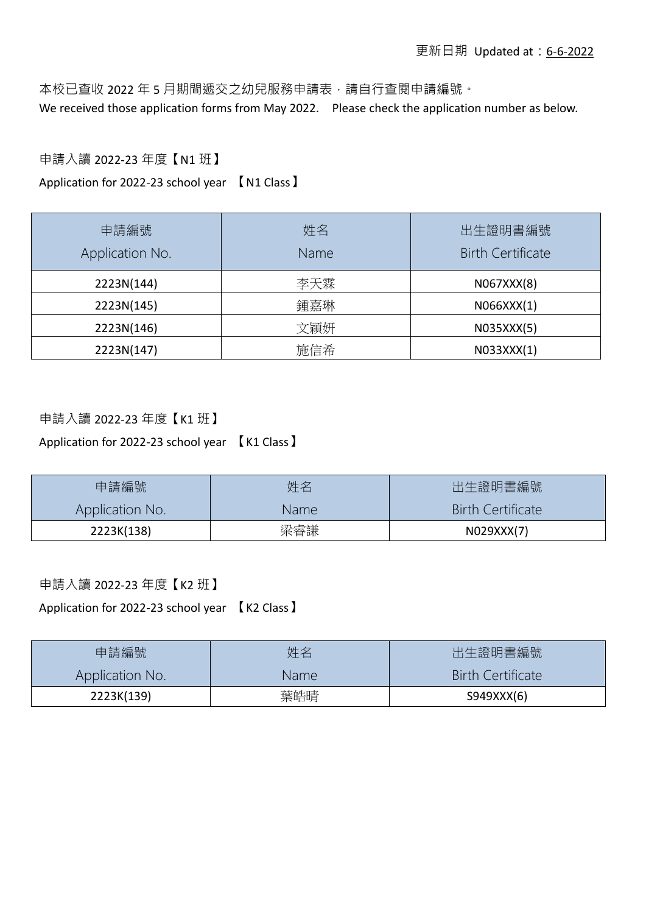更新日期 Updated at：6-6-2022

本校已查收 2022 年 5 月期間遞交之幼兒服務申請表，請自行查閱申請編號。
We received those application forms from May 2022. Please check the application number as below.

申請入讀 2022-23 年度【N1 班】
Application for 2022-23 school year 【N1 Class】

| 申請編號 Application No. | 姓名 Name | 出生證明書編號 Birth Certificate |
| --- | --- | --- |
| 2223N(144) | 李天霖 | N067XXX(8) |
| 2223N(145) | 鍾嘉琳 | N066XXX(1) |
| 2223N(146) | 文穎妍 | N035XXX(5) |
| 2223N(147) | 施信希 | N033XXX(1) |

申請入讀 2022-23 年度【K1 班】
Application for 2022-23 school year 【K1 Class】

| 申請編號 Application No. | 姓名 Name | 出生證明書編號 Birth Certificate |
| --- | --- | --- |
| 2223K(138) | 梁睿謙 | N029XXX(7) |

申請入讀 2022-23 年度【K2 班】
Application for 2022-23 school year 【K2 Class】

| 申請編號 Application No. | 姓名 Name | 出生證明書編號 Birth Certificate |
| --- | --- | --- |
| 2223K(139) | 葉皓晴 | S949XXX(6) |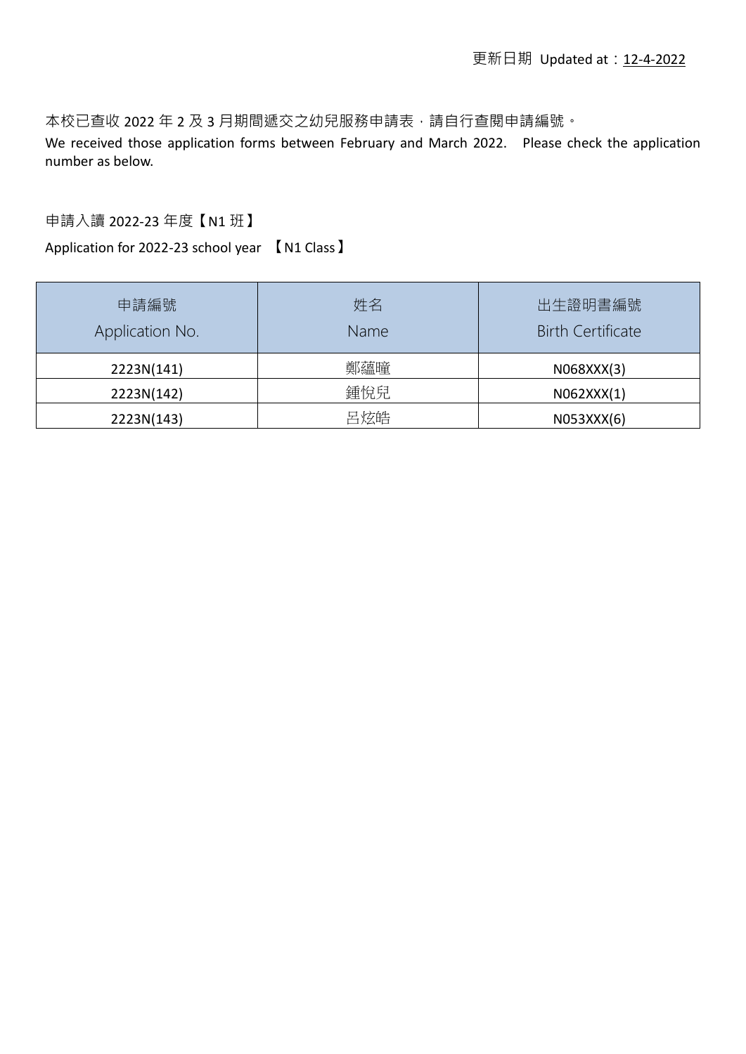更新日期 Updated at：12-4-2022

本校已查收 2022 年 2 及 3 月期間遞交之幼兒服務申請表，請自行查閱申請編號。

We received those application forms between February and March 2022. Please check the application number as below.

申請入讀 2022-23 年度【N1 班】

Application for 2022-23 school year 【N1 Class】

| 申請編號 Application No. | 姓名 Name | 出生證明書編號 Birth Certificate |
| --- | --- | --- |
| 2223N(141) | 鄭蘊瞳 | N068XXX(3) |
| 2223N(142) | 鍾悅兒 | N062XXX(1) |
| 2223N(143) | 呂炫皓 | N053XXX(6) |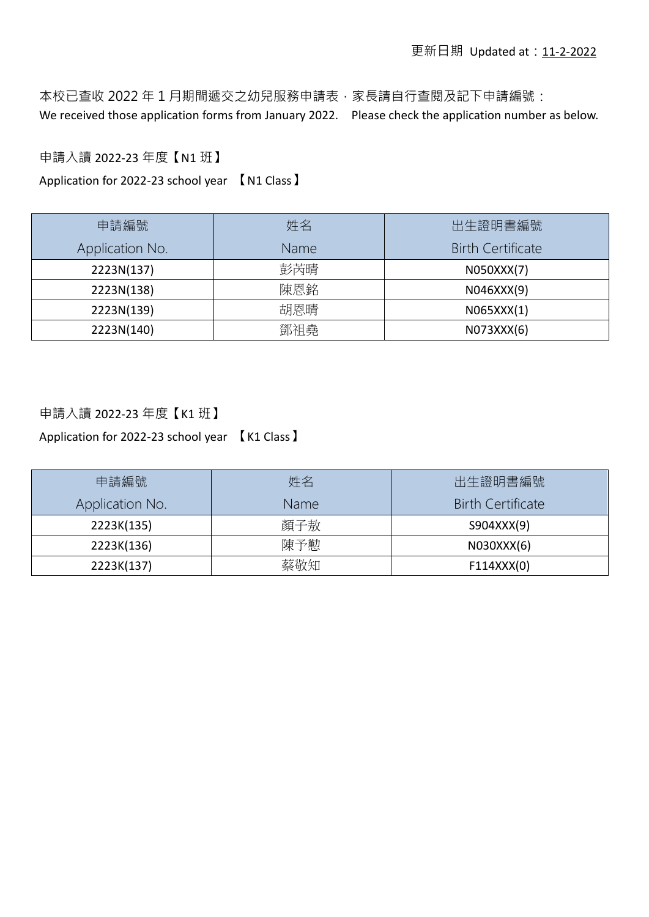更新日期 Updated at：11-2-2022

本校已查收 2022 年 1 月期間遞交之幼兒服務申請表，家長請自行查閱及記下申請編號：

We received those application forms from January 2022. Please check the application number as below.

申請入讀 2022-23 年度【N1 班】

Application for 2022-23 school year 【N1 Class】

| 申請編號 Application No. | 姓名 Name | 出生證明書編號 Birth Certificate |
|---|---|---|
| 2223N(137) | 彭芮晴 | N050XXX(7) |
| 2223N(138) | 陳恩銘 | N046XXX(9) |
| 2223N(139) | 胡恩晴 | N065XXX(1) |
| 2223N(140) | 鄧祖堯 | N073XXX(6) |

申請入讀 2022-23 年度【K1 班】

Application for 2022-23 school year 【K1 Class】

| 申請編號 Application No. | 姓名 Name | 出生證明書編號 Birth Certificate |
|---|---|---|
| 2223K(135) | 顏子敖 | S904XXX(9) |
| 2223K(136) | 陳予懃 | N030XXX(6) |
| 2223K(137) | 蔡敬知 | F114XXX(0) |